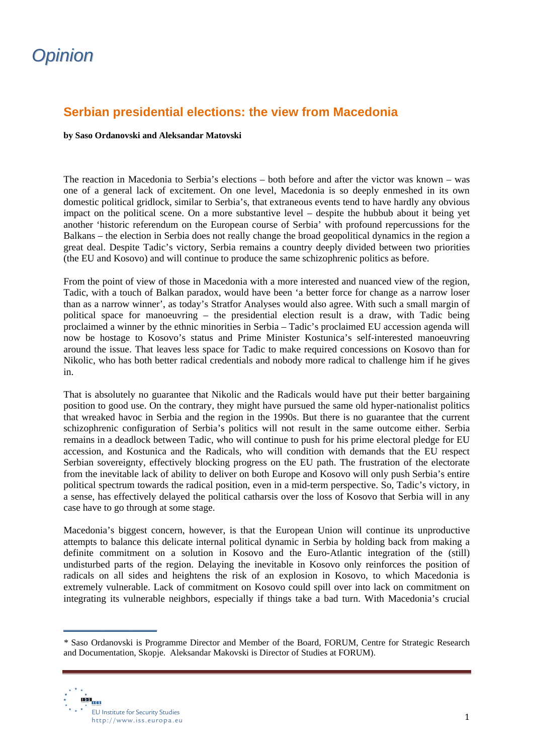# Opinion

## Serbian presidential elections: the view from Macedonia

**by Saso Ordanovski and Aleksandar Matovski**

The reaction in Macedonia to Serbia's elections – both before and after the victor was known – was one of a general lack of excitement. On one level, Macedonia is so deeply enmeshed in its own domestic political gridlock, similar to Serbia's, that extraneous events tend to have hardly any obvious impact on the political scene. On a more substantive level – despite the hubbub about it being yet another 'historic referendum on the European course of Serbia' with profound repercussions for the Balkans – the election in Serbia does not really change the broad geopolitical dynamics in the region a great deal. Despite Tadic's victory, Serbia remains a country deeply divided between two priorities (the EU and Kosovo) and will continue to produce the same schizophrenic politics as before.

From the point of view of those in Macedonia with a more interested and nuanced view of the region, Tadic, with a touch of Balkan paradox, would have been 'a better force for change as a narrow loser than as a narrow winner', as today's Stratfor Analyses would also agree. With such a small margin of political space for manoeuvring – the presidential election result is a draw, with Tadic being proclaimed a winner by the ethnic minorities in Serbia – Tadic's proclaimed EU accession agenda will now be hostage to Kosovo's status and Prime Minister Kostunica's self-interested manoeuvring around the issue. That leaves less space for Tadic to make required concessions on Kosovo than for Nikolic, who has both better radical credentials and nobody more radical to challenge him if he gives in.

That is absolutely no guarantee that Nikolic and the Radicals would have put their better bargaining position to good use. On the contrary, they might have pursued the same old hyper-nationalist politics that wreaked havoc in Serbia and the region in the 1990s. But there is no guarantee that the current schizophrenic configuration of Serbia's politics will not result in the same outcome either. Serbia remains in a deadlock between Tadic, who will continue to push for his prime electoral pledge for EU accession, and Kostunica and the Radicals, who will condition with demands that the EU respect Serbian sovereignty, effectively blocking progress on the EU path. The frustration of the electorate from the inevitable lack of ability to deliver on both Europe and Kosovo will only push Serbia's entire political spectrum towards the radical position, even in a mid-term perspective. So, Tadic's victory, in a sense, has effectively delayed the political catharsis over the loss of Kosovo that Serbia will in any case have to go through at some stage.

Macedonia's biggest concern, however, is that the European Union will continue its unproductive attempts to balance this delicate internal political dynamic in Serbia by holding back from making a definite commitment on a solution in Kosovo and the Euro-Atlantic integration of the (still) undisturbed parts of the region. Delaying the inevitable in Kosovo only reinforces the position of radicals on all sides and heightens the risk of an explosion in Kosovo, to which Macedonia is extremely vulnerable. Lack of commitment on Kosovo could spill over into lack on commitment on integrating its vulnerable neighbors, especially if things take a bad turn. With Macedonia's crucial

* Saso Ordanovski is Programme Director and Member of the Board, FORUM, Centre for Strategic Research and Documentation, Skopje. Aleksandar Makovski is Director of Studies at FORUM).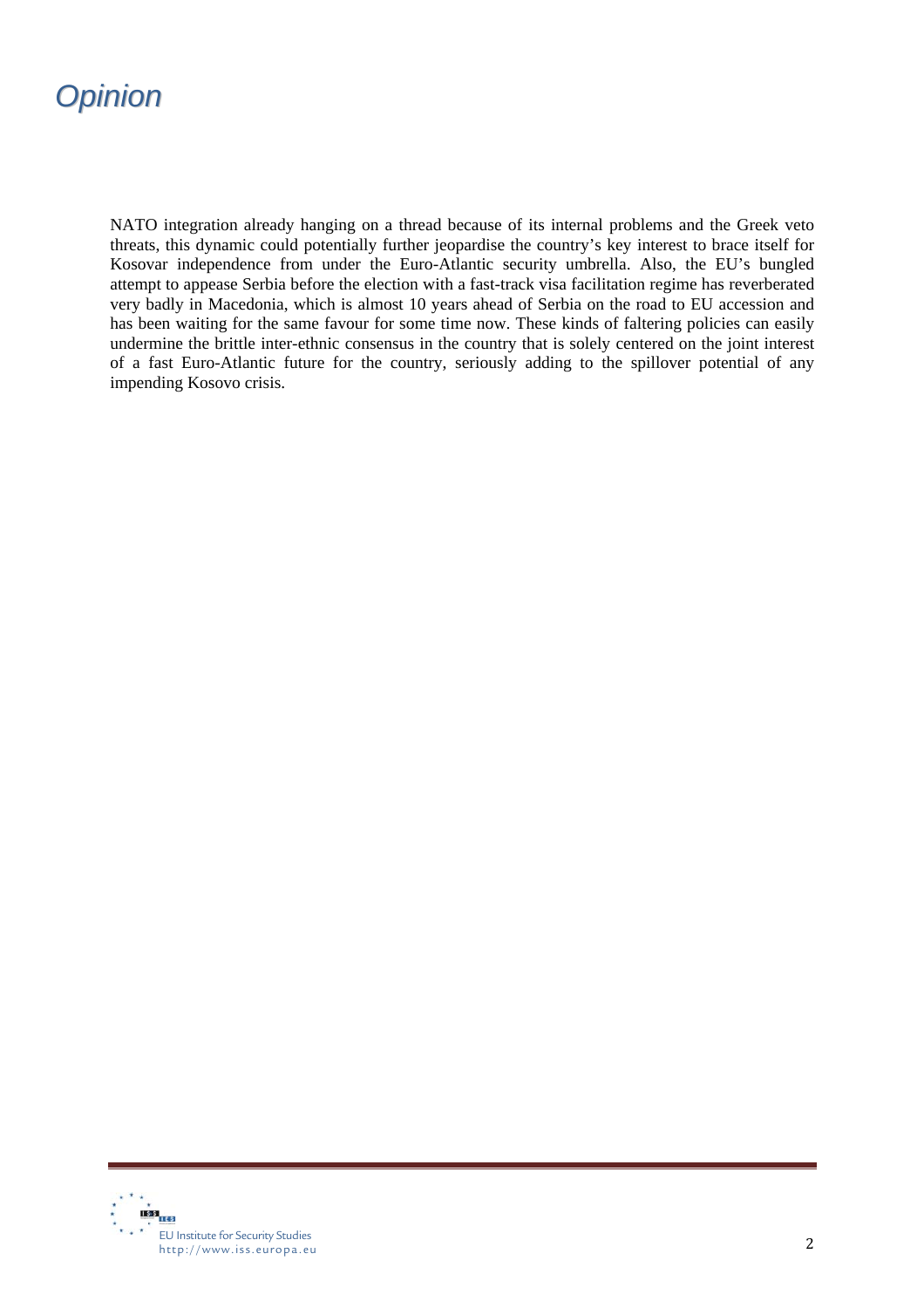NATO integration already hanging on a thread because of its internal problems and the Greek veto threats, this dynamic could potentially further jeopardise the country's key interest to brace itself for Kosovar independence from under the Euro-Atlantic security umbrella. Also, the EU's bungled attempt to appease Serbia before the election with a fast-track visa facilitation regime has reverberated very badly in Macedonia, which is almost 10 years ahead of Serbia on the road to EU accession and has been waiting for the same favour for some time now. These kinds of faltering policies can easily undermine the brittle inter-ethnic consensus in the country that is solely centered on the joint interest of a fast Euro-Atlantic future for the country, seriously adding to the spillover potential of any impending Kosovo crisis.